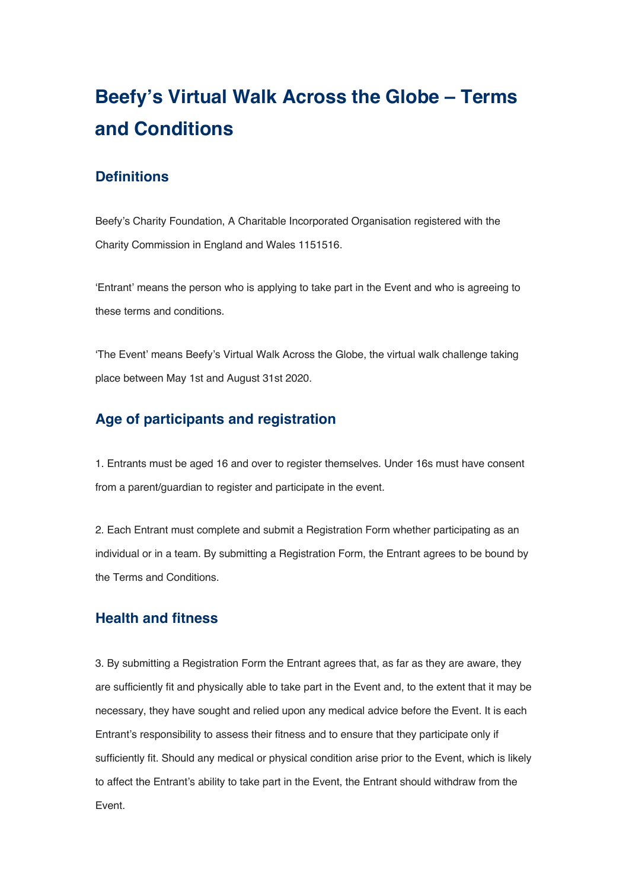# Beefy's Virtual Walk Across the Globe – Terms and Conditions

## Definitions

Beefy's Charity Foundation, A Charitable Incorporated Organisation registered with the Charity Commission in England and Wales 1151516.

'Entrant' means the person who is applying to take part in the Event and who is agreeing to these terms and conditions.

'The Event' means Beefy's Virtual Walk Across the Globe, the virtual walk challenge taking place between May 1st and August 31st 2020.

## Age of participants and registration

1. Entrants must be aged 16 and over to register themselves. Under 16s must have consent from a parent/guardian to register and participate in the event.

2. Each Entrant must complete and submit a Registration Form whether participating as an individual or in a team. By submitting a Registration Form, the Entrant agrees to be bound by the Terms and Conditions.

## Health and fitness

3. By submitting a Registration Form the Entrant agrees that, as far as they are aware, they are sufficiently fit and physically able to take part in the Event and, to the extent that it may be necessary, they have sought and relied upon any medical advice before the Event. It is each Entrant's responsibility to assess their fitness and to ensure that they participate only if sufficiently fit. Should any medical or physical condition arise prior to the Event, which is likely to affect the Entrant's ability to take part in the Event, the Entrant should withdraw from the Event.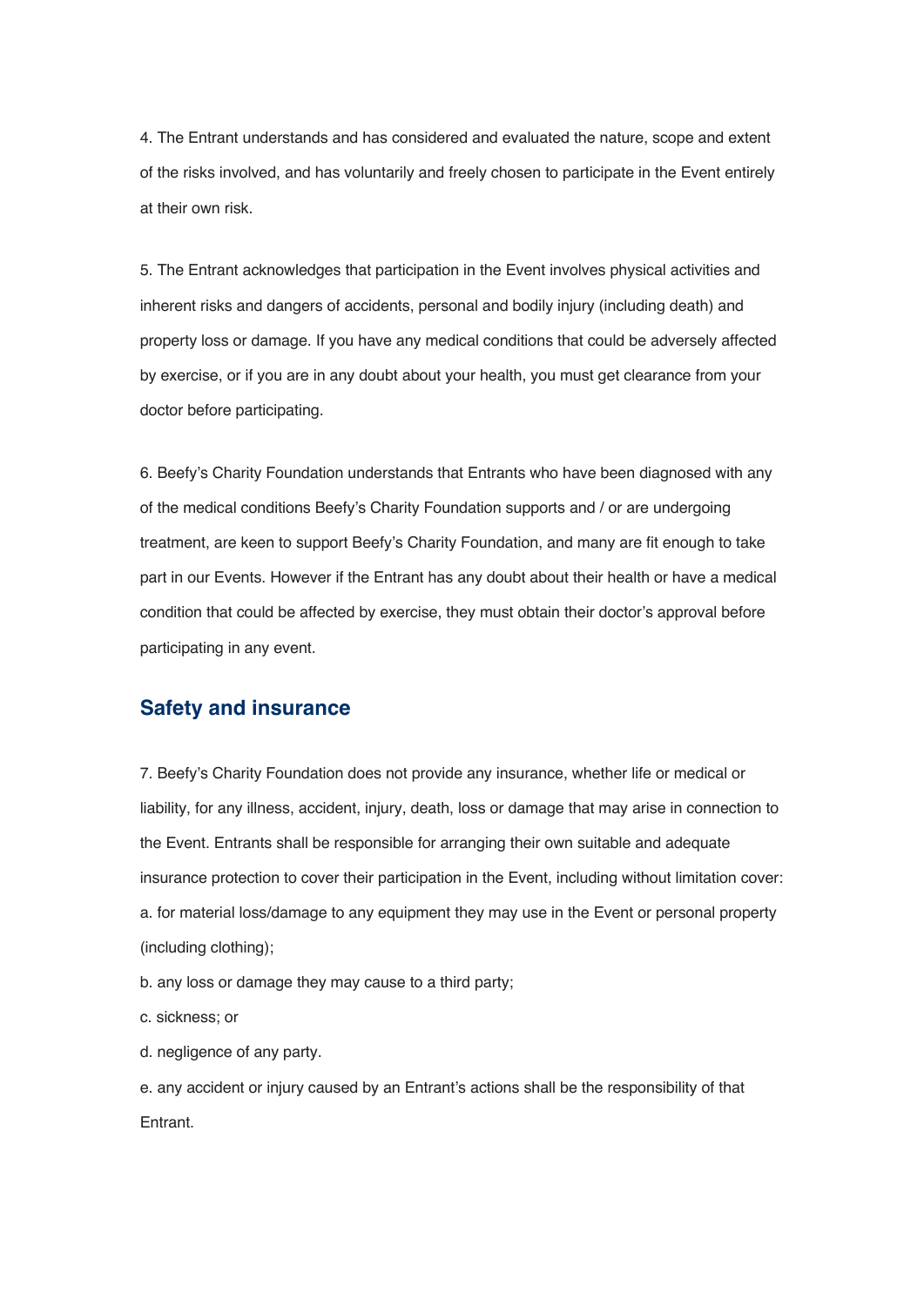4. The Entrant understands and has considered and evaluated the nature, scope and extent of the risks involved, and has voluntarily and freely chosen to participate in the Event entirely at their own risk.

5. The Entrant acknowledges that participation in the Event involves physical activities and inherent risks and dangers of accidents, personal and bodily injury (including death) and property loss or damage. If you have any medical conditions that could be adversely affected by exercise, or if you are in any doubt about your health, you must get clearance from your doctor before participating.

6. Beefy's Charity Foundation understands that Entrants who have been diagnosed with any of the medical conditions Beefy's Charity Foundation supports and / or are undergoing treatment, are keen to support Beefy's Charity Foundation, and many are fit enough to take part in our Events. However if the Entrant has any doubt about their health or have a medical condition that could be affected by exercise, they must obtain their doctor's approval before participating in any event.

## Safety and insurance

7. Beefy's Charity Foundation does not provide any insurance, whether life or medical or liability, for any illness, accident, injury, death, loss or damage that may arise in connection to the Event. Entrants shall be responsible for arranging their own suitable and adequate insurance protection to cover their participation in the Event, including without limitation cover:

a. for material loss/damage to any equipment they may use in the Event or personal property (including clothing);

b. any loss or damage they may cause to a third party;

c. sickness; or

d. negligence of any party.

e. any accident or injury caused by an Entrant's actions shall be the responsibility of that Entrant.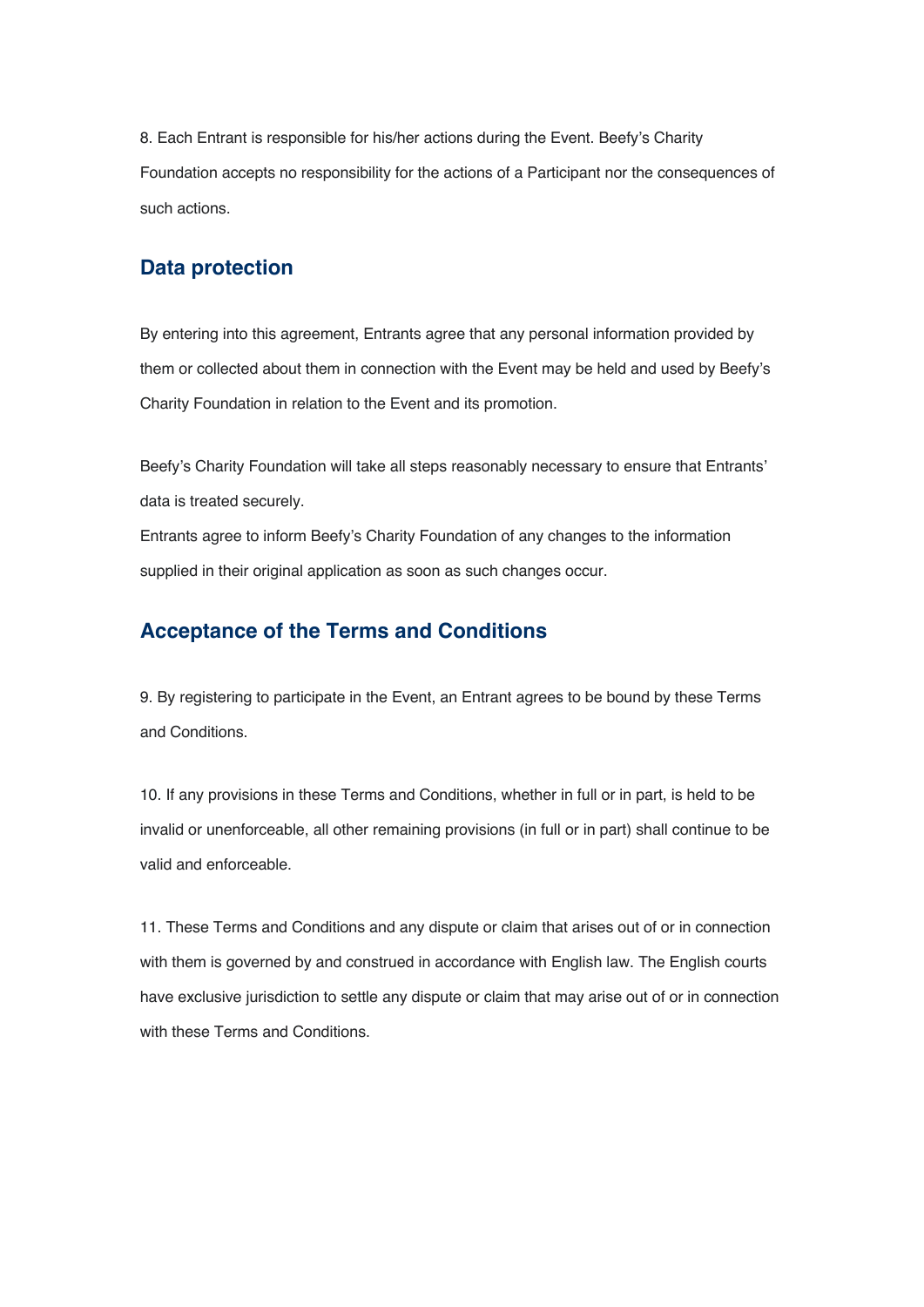8. Each Entrant is responsible for his/her actions during the Event. Beefy's Charity Foundation accepts no responsibility for the actions of a Participant nor the consequences of such actions.

## Data protection

By entering into this agreement, Entrants agree that any personal information provided by them or collected about them in connection with the Event may be held and used by Beefy's Charity Foundation in relation to the Event and its promotion.

Beefy's Charity Foundation will take all steps reasonably necessary to ensure that Entrants' data is treated securely.

Entrants agree to inform Beefy's Charity Foundation of any changes to the information supplied in their original application as soon as such changes occur.

## Acceptance of the Terms and Conditions

9. By registering to participate in the Event, an Entrant agrees to be bound by these Terms and Conditions.

10. If any provisions in these Terms and Conditions, whether in full or in part, is held to be invalid or unenforceable, all other remaining provisions (in full or in part) shall continue to be valid and enforceable.

11. These Terms and Conditions and any dispute or claim that arises out of or in connection with them is governed by and construed in accordance with English law. The English courts have exclusive jurisdiction to settle any dispute or claim that may arise out of or in connection with these Terms and Conditions.